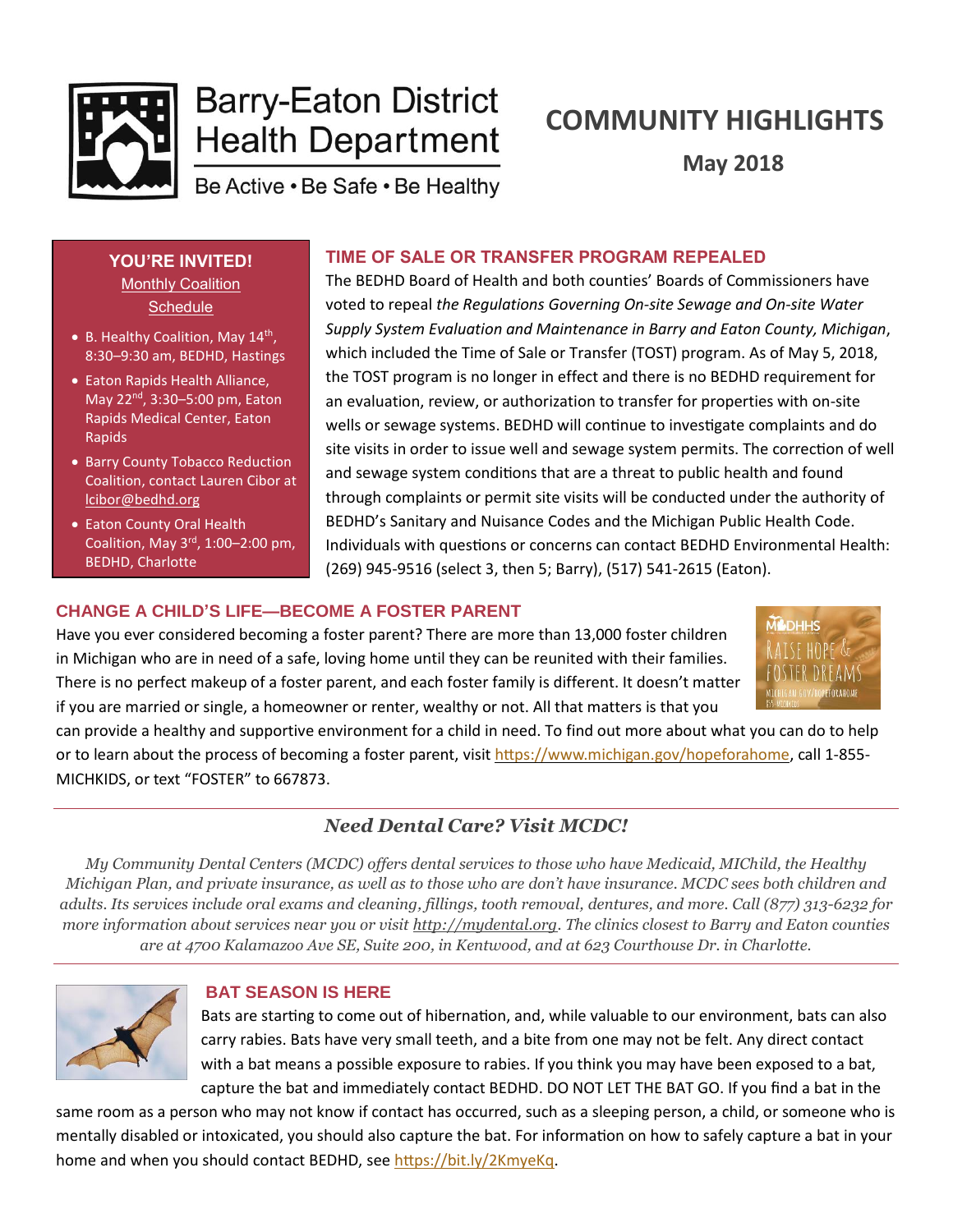# Barry-Eaton District Health Department

Be Active • Be Safe • Be Healthy

# COMMUNITY HIGHLIGHTS

**May 2018**

**YOU'RE INVITED!**

Monthly Coalition Schedule

- B. Healthy Coalition, May 14th, 8:30–9:30 am, BEDHD, Hastings
- Eaton Rapids Health Alliance, May 22nd, 3:30–5:00 pm, Eaton Rapids Medical Center, Eaton Rapids
- Barry County Tobacco Reduction Coalition, contact Lauren Cibor at lcibor@bedhd.org
- Eaton County Oral Health Coalition, May 3rd, 1:00–2:00 pm, BEDHD, Charlotte

## TIME OF SALE OR TRANSFER PROGRAM REPEALED

The BEDHD Board of Health and both counties' Boards of Commissioners have voted to repeal *the Regulations Governing On-site Sewage and On-site Water Supply System Evaluation and Maintenance in Barry and Eaton County, Michigan*, which included the Time of Sale or Transfer (TOST) program. As of May 5, 2018, the TOST program is no longer in effect and there is no BEDHD requirement for an evaluation, review, or authorization to transfer for properties with on-site wells or sewage systems. BEDHD will continue to investigate complaints and do site visits in order to issue well and sewage system permits. The correction of well and sewage system conditions that are a threat to public health and found through complaints or permit site visits will be conducted under the authority of BEDHD's Sanitary and Nuisance Codes and the Michigan Public Health Code. Individuals with questions or concerns can contact BEDHD Environmental Health: (269) 945-9516 (select 3, then 5; Barry), (517) 541-2615 (Eaton).

## CHANGE A CHILD'S LIFE—BECOME A FOSTER PARENT

Have you ever considered becoming a foster parent? There are more than 13,000 foster children in Michigan who are in need of a safe, loving home until they can be reunited with their families. There is no perfect makeup of a foster parent, and each foster family is different. It doesn't matter if you are married or single, a homeowner or renter, wealthy or not. All that matters is that you can provide a healthy and supportive environment for a child in need. To find out more about what you can do to help or to learn about the process of becoming a foster parent, visit https://www.michigan.gov/hopeforahome, call 1-855-MICHKIDS, or text "FOSTER" to 667873.

---

## *Need Dental Care? Visit MCDC!*

*My Community Dental Centers (MCDC) offers dental services to those who have Medicaid, MIChild, the Healthy Michigan Plan, and private insurance, as well as to those who are don't have insurance. MCDC sees both children and adults. Its services include oral exams and cleaning, fillings, tooth removal, dentures, and more. Call (877) 313-6232 for more information about services near you or visit http://mydental.org. The clinics closest to Barry and Eaton counties are at 4700 Kalamazoo Ave SE, Suite 200, in Kentwood, and at 623 Courthouse Dr. in Charlotte.*

---

## BAT SEASON IS HERE

Bats are starting to come out of hibernation, and, while valuable to our environment, bats can also carry rabies. Bats have very small teeth, and a bite from one may not be felt. Any direct contact with a bat means a possible exposure to rabies. If you think you may have been exposed to a bat, capture the bat and immediately contact BEDHD. DO NOT LET THE BAT GO. If you find a bat in the same room as a person who may not know if contact has occurred, such as a sleeping person, a child, or someone who is mentally disabled or intoxicated, you should also capture the bat. For information on how to safely capture a bat in your home and when you should contact BEDHD, see https://bit.ly/2KmyeKq.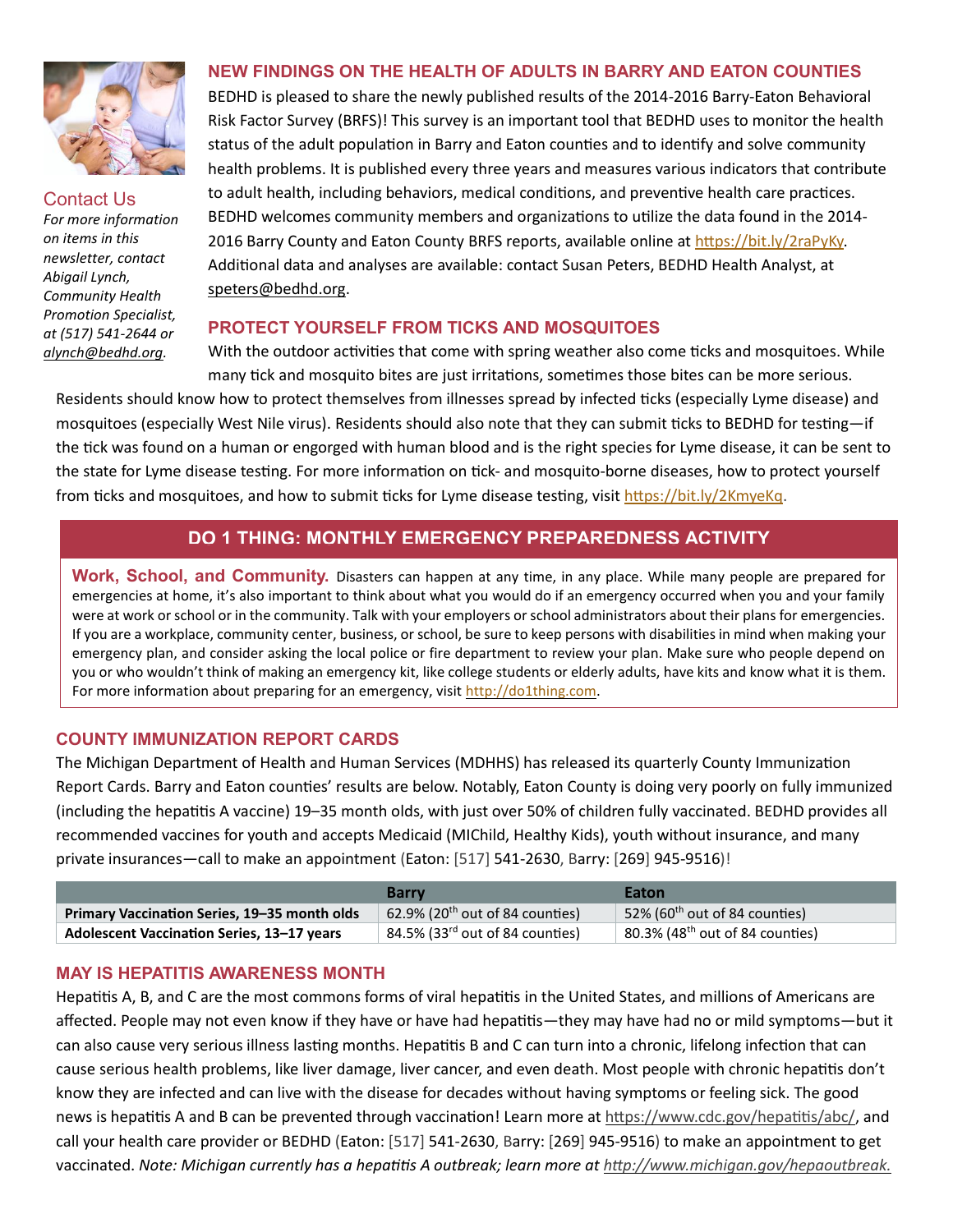Contact Us

*For more information on items in this newsletter, contact Abigail Lynch, Community Health Promotion Specialist, at (517) 541-2644 or alynch@bedhd.org.*

## NEW FINDINGS ON THE HEALTH OF ADULTS IN BARRY AND EATON COUNTIES

BEDHD is pleased to share the newly published results of the 2014-2016 Barry-Eaton Behavioral Risk Factor Survey (BRFS)! This survey is an important tool that BEDHD uses to monitor the health status of the adult population in Barry and Eaton counties and to identify and solve community health problems. It is published every three years and measures various indicators that contribute to adult health, including behaviors, medical conditions, and preventive health care practices. BEDHD welcomes community members and organizations to utilize the data found in the 2014-2016 Barry County and Eaton County BRFS reports, available online at https://bit.ly/2raPyKy. Additional data and analyses are available: contact Susan Peters, BEDHD Health Analyst, at speters@bedhd.org.

## PROTECT YOURSELF FROM TICKS AND MOSQUITOES

With the outdoor activities that come with spring weather also come ticks and mosquitoes. While many tick and mosquito bites are just irritations, sometimes those bites can be more serious. Residents should know how to protect themselves from illnesses spread by infected ticks (especially Lyme disease) and mosquitoes (especially West Nile virus). Residents should also note that they can submit ticks to BEDHD for testing—if the tick was found on a human or engorged with human blood and is the right species for Lyme disease, it can be sent to the state for Lyme disease testing. For more information on tick- and mosquito-borne diseases, how to protect yourself from ticks and mosquitoes, and how to submit ticks for Lyme disease testing, visit https://bit.ly/2KmyeKq.

## DO 1 THING: MONTHLY EMERGENCY PREPAREDNESS ACTIVITY

**Work, School, and Community.** Disasters can happen at any time, in any place. While many people are prepared for emergencies at home, it's also important to think about what you would do if an emergency occurred when you and your family were at work or school or in the community. Talk with your employers or school administrators about their plans for emergencies. If you are a workplace, community center, business, or school, be sure to keep persons with disabilities in mind when making your emergency plan, and consider asking the local police or fire department to review your plan. Make sure who people depend on you or who wouldn't think of making an emergency kit, like college students or elderly adults, have kits and know what it is them. For more information about preparing for an emergency, visit http://do1thing.com.

## COUNTY IMMUNIZATION REPORT CARDS

The Michigan Department of Health and Human Services (MDHHS) has released its quarterly County Immunization Report Cards. Barry and Eaton counties' results are below. Notably, Eaton County is doing very poorly on fully immunized (including the hepatitis A vaccine) 19–35 month olds, with just over 50% of children fully vaccinated. BEDHD provides all recommended vaccines for youth and accepts Medicaid (MIChild, Healthy Kids), youth without insurance, and many private insurances—call to make an appointment (Eaton: [517] 541-2630, Barry: [269] 945-9516)!

| | Barry | Eaton |
|---|---|---|
| **Primary Vaccination Series, 19–35 month olds** | 62.9% (20th out of 84 counties) | 52% (60th out of 84 counties) |
| **Adolescent Vaccination Series, 13–17 years** | 84.5% (33rd out of 84 counties) | 80.3% (48th out of 84 counties) |

## MAY IS HEPATITIS AWARENESS MONTH

Hepatitis A, B, and C are the most commons forms of viral hepatitis in the United States, and millions of Americans are affected. People may not even know if they have or have had hepatitis—they may have had no or mild symptoms—but it can also cause very serious illness lasting months. Hepatitis B and C can turn into a chronic, lifelong infection that can cause serious health problems, like liver damage, liver cancer, and even death. Most people with chronic hepatitis don't know they are infected and can live with the disease for decades without having symptoms or feeling sick. The good news is hepatitis A and B can be prevented through vaccination! Learn more at https://www.cdc.gov/hepatitis/abc/, and call your health care provider or BEDHD (Eaton: [517] 541-2630, Barry: [269] 945-9516) to make an appointment to get vaccinated. *Note: Michigan currently has a hepatitis A outbreak; learn more at http://www.michigan.gov/hepaoutbreak.*